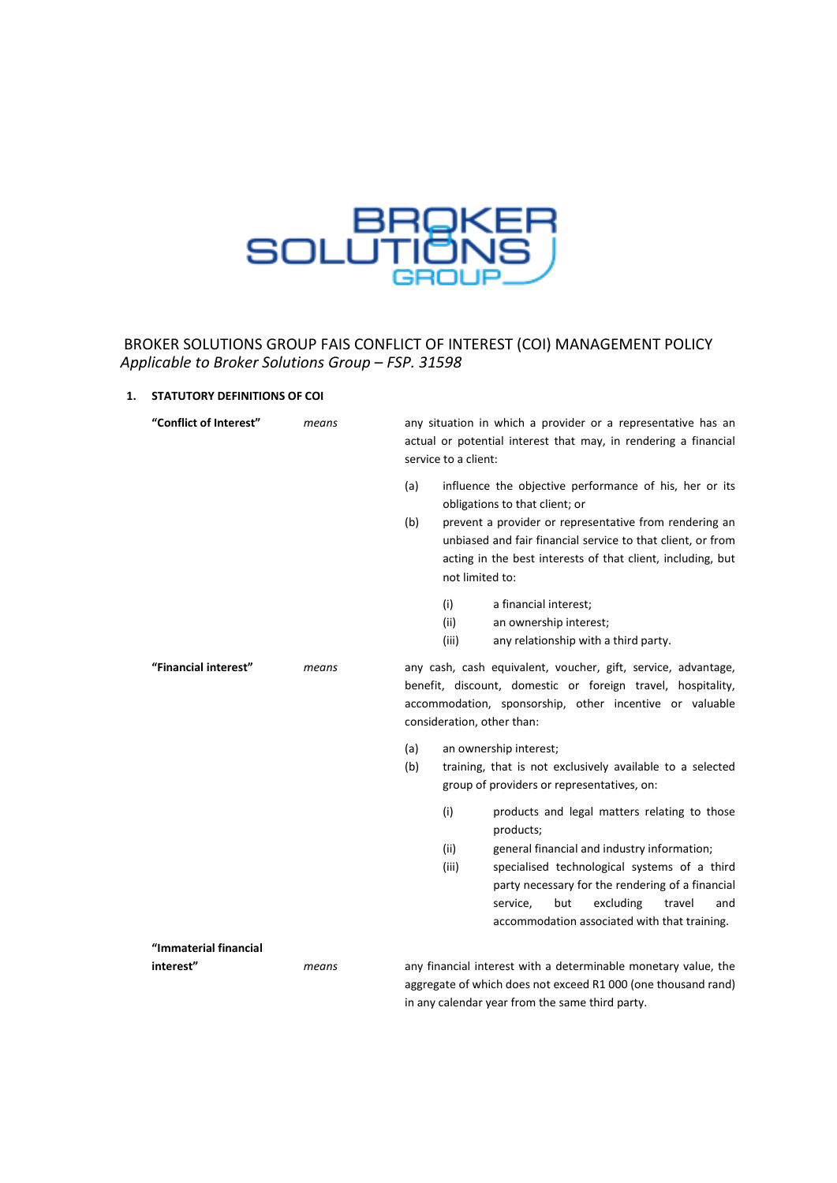BROKER SOLUTIONS GROUP FAIS CONFLICT OF INTEREST (COI) MANAGEMENT POLICY
*Applicable to Broker Solutions Group – FSP. 31598*

## 1. STATUTORY DEFINITIONS OF COI

**"Conflict of Interest"** *means* any situation in which a provider or a representative has an actual or potential interest that may, in rendering a financial service to a client:

(a) influence the objective performance of his, her or its obligations to that client; or

(b) prevent a provider or representative from rendering an unbiased and fair financial service to that client, or from acting in the best interests of that client, including, but not limited to:

- (i) a financial interest;
- (ii) an ownership interest;
- (iii) any relationship with a third party.

**"Financial interest"** *means* any cash, cash equivalent, voucher, gift, service, advantage, benefit, discount, domestic or foreign travel, hospitality, accommodation, sponsorship, other incentive or valuable consideration, other than:

(a) an ownership interest;

(b) training, that is not exclusively available to a selected group of providers or representatives, on:

- (i) products and legal matters relating to those products;
- (ii) general financial and industry information;
- (iii) specialised technological systems of a third party necessary for the rendering of a financial service, but excluding travel and accommodation associated with that training.

**"Immaterial financial interest"** *means* any financial interest with a determinable monetary value, the aggregate of which does not exceed R1 000 (one thousand rand) in any calendar year from the same third party.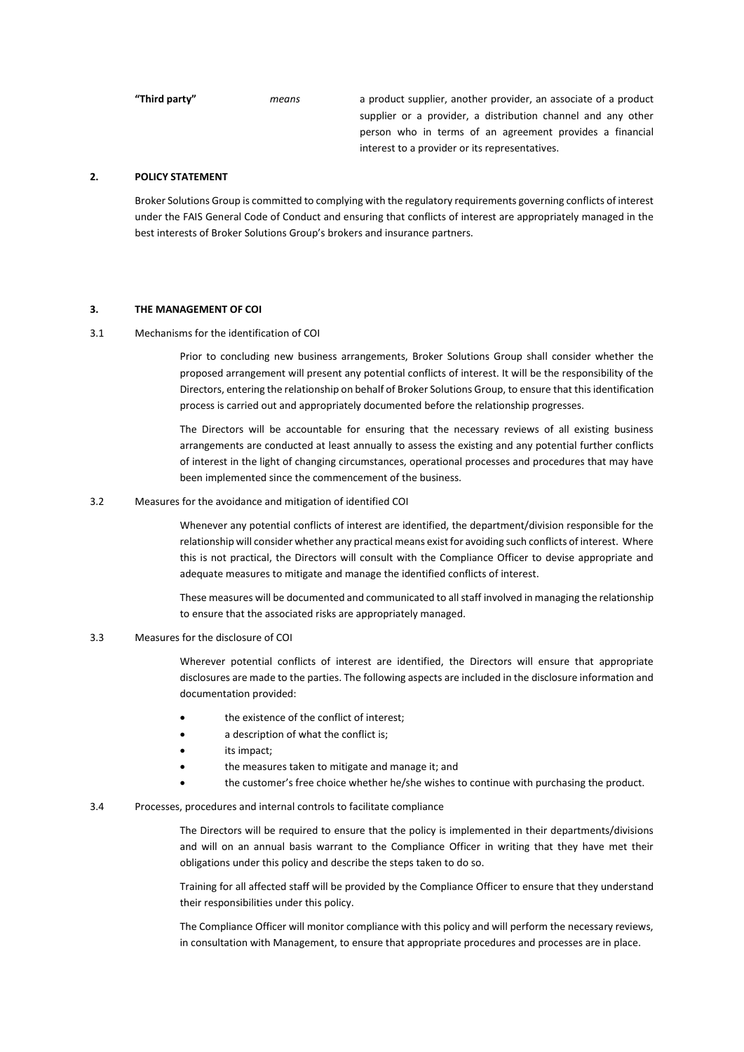| | | |
|---|---|---|
| **"Third party"** | *means* | a product supplier, another provider, an associate of a product supplier or a provider, a distribution channel and any other person who in terms of an agreement provides a financial interest to a provider or its representatives. |

## 2. POLICY STATEMENT

Broker Solutions Group is committed to complying with the regulatory requirements governing conflicts of interest under the FAIS General Code of Conduct and ensuring that conflicts of interest are appropriately managed in the best interests of Broker Solutions Group's brokers and insurance partners.

## 3. THE MANAGEMENT OF COI

### 3.1 Mechanisms for the identification of COI

Prior to concluding new business arrangements, Broker Solutions Group shall consider whether the proposed arrangement will present any potential conflicts of interest. It will be the responsibility of the Directors, entering the relationship on behalf of Broker Solutions Group, to ensure that this identification process is carried out and appropriately documented before the relationship progresses.

The Directors will be accountable for ensuring that the necessary reviews of all existing business arrangements are conducted at least annually to assess the existing and any potential further conflicts of interest in the light of changing circumstances, operational processes and procedures that may have been implemented since the commencement of the business.

### 3.2 Measures for the avoidance and mitigation of identified COI

Whenever any potential conflicts of interest are identified, the department/division responsible for the relationship will consider whether any practical means exist for avoiding such conflicts of interest. Where this is not practical, the Directors will consult with the Compliance Officer to devise appropriate and adequate measures to mitigate and manage the identified conflicts of interest.

These measures will be documented and communicated to all staff involved in managing the relationship to ensure that the associated risks are appropriately managed.

### 3.3 Measures for the disclosure of COI

Wherever potential conflicts of interest are identified, the Directors will ensure that appropriate disclosures are made to the parties. The following aspects are included in the disclosure information and documentation provided:

- the existence of the conflict of interest;
- a description of what the conflict is;
- its impact;
- the measures taken to mitigate and manage it; and
- the customer's free choice whether he/she wishes to continue with purchasing the product.

### 3.4 Processes, procedures and internal controls to facilitate compliance

The Directors will be required to ensure that the policy is implemented in their departments/divisions and will on an annual basis warrant to the Compliance Officer in writing that they have met their obligations under this policy and describe the steps taken to do so.

Training for all affected staff will be provided by the Compliance Officer to ensure that they understand their responsibilities under this policy.

The Compliance Officer will monitor compliance with this policy and will perform the necessary reviews, in consultation with Management, to ensure that appropriate procedures and processes are in place.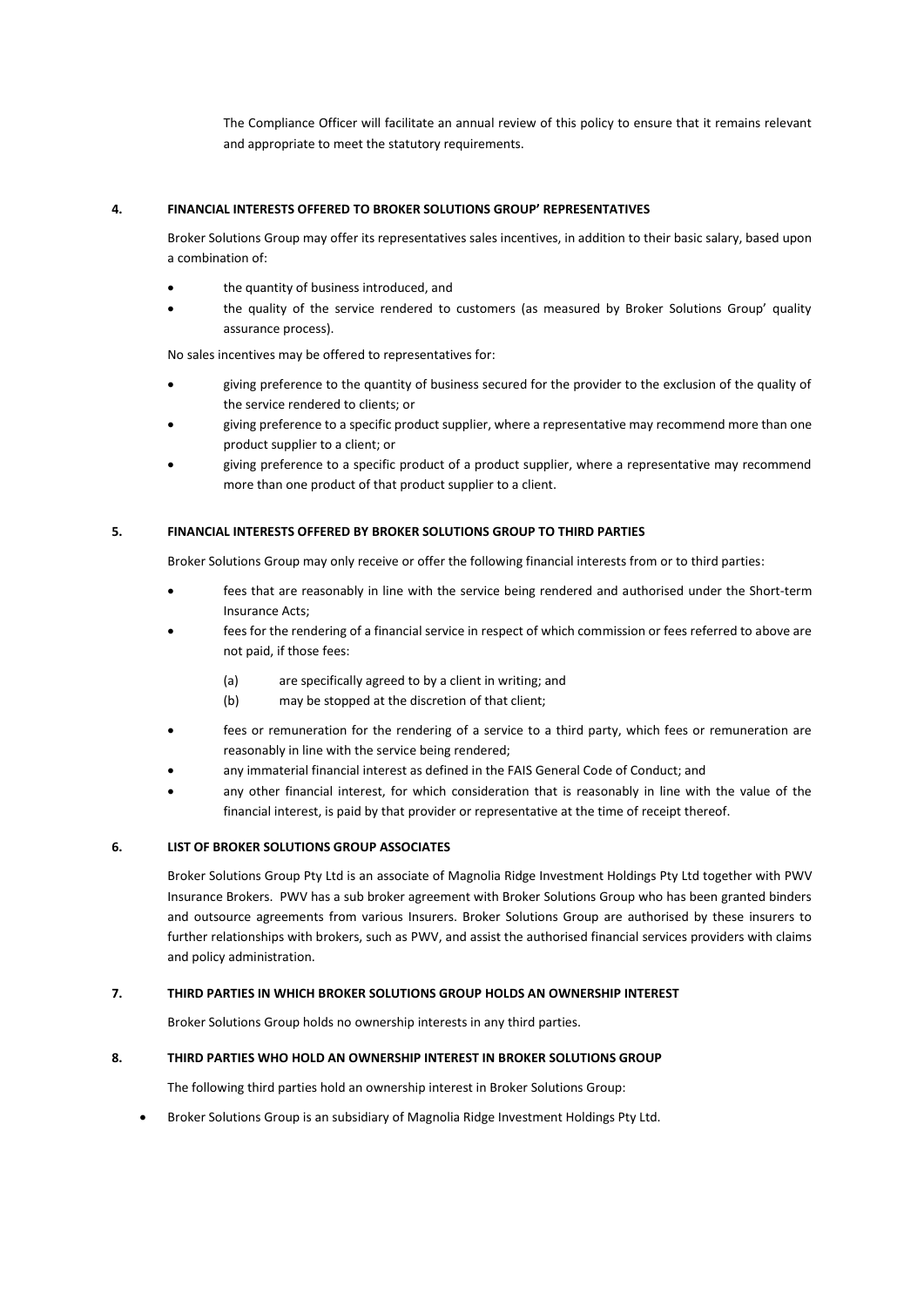The Compliance Officer will facilitate an annual review of this policy to ensure that it remains relevant and appropriate to meet the statutory requirements.

## 4. FINANCIAL INTERESTS OFFERED TO BROKER SOLUTIONS GROUP' REPRESENTATIVES

Broker Solutions Group may offer its representatives sales incentives, in addition to their basic salary, based upon a combination of:

- the quantity of business introduced, and
- the quality of the service rendered to customers (as measured by Broker Solutions Group' quality assurance process).

No sales incentives may be offered to representatives for:

- giving preference to the quantity of business secured for the provider to the exclusion of the quality of the service rendered to clients; or
- giving preference to a specific product supplier, where a representative may recommend more than one product supplier to a client; or
- giving preference to a specific product of a product supplier, where a representative may recommend more than one product of that product supplier to a client.

## 5. FINANCIAL INTERESTS OFFERED BY BROKER SOLUTIONS GROUP TO THIRD PARTIES

Broker Solutions Group may only receive or offer the following financial interests from or to third parties:

- fees that are reasonably in line with the service being rendered and authorised under the Short-term Insurance Acts;
- fees for the rendering of a financial service in respect of which commission or fees referred to above are not paid, if those fees:
    - (a) are specifically agreed to by a client in writing; and
    - (b) may be stopped at the discretion of that client;
- fees or remuneration for the rendering of a service to a third party, which fees or remuneration are reasonably in line with the service being rendered;
- any immaterial financial interest as defined in the FAIS General Code of Conduct; and
- any other financial interest, for which consideration that is reasonably in line with the value of the financial interest, is paid by that provider or representative at the time of receipt thereof.

## 6. LIST OF BROKER SOLUTIONS GROUP ASSOCIATES

Broker Solutions Group Pty Ltd is an associate of Magnolia Ridge Investment Holdings Pty Ltd together with PWV Insurance Brokers. PWV has a sub broker agreement with Broker Solutions Group who has been granted binders and outsource agreements from various Insurers. Broker Solutions Group are authorised by these insurers to further relationships with brokers, such as PWV, and assist the authorised financial services providers with claims and policy administration.

## 7. THIRD PARTIES IN WHICH BROKER SOLUTIONS GROUP HOLDS AN OWNERSHIP INTEREST

Broker Solutions Group holds no ownership interests in any third parties.

## 8. THIRD PARTIES WHO HOLD AN OWNERSHIP INTEREST IN BROKER SOLUTIONS GROUP

The following third parties hold an ownership interest in Broker Solutions Group:

- Broker Solutions Group is an subsidiary of Magnolia Ridge Investment Holdings Pty Ltd.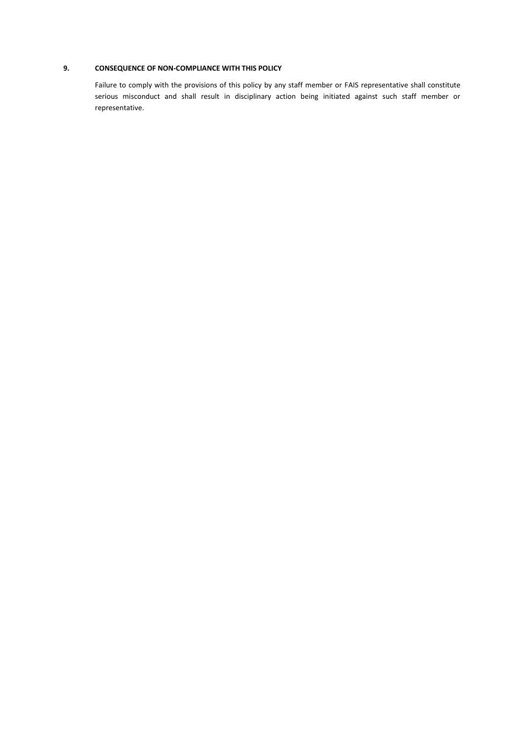## 9. CONSEQUENCE OF NON-COMPLIANCE WITH THIS POLICY

Failure to comply with the provisions of this policy by any staff member or FAIS representative shall constitute serious misconduct and shall result in disciplinary action being initiated against such staff member or representative.